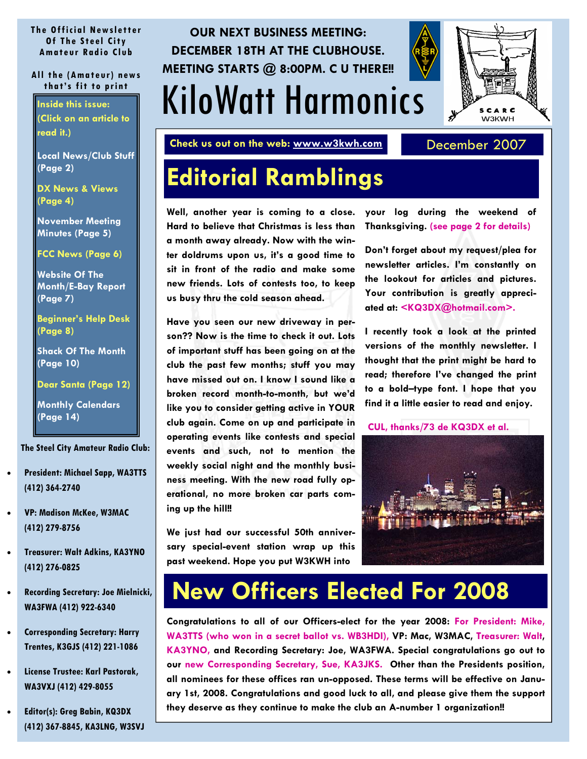The Official Newsletter Of The Steel City Amateur Radio Club

All the (Amateur) news that's fit to print

**OUR NEXT BUSINESS MEETING: DECEMBER 18TH AT THE CLUBHOUSE. MEETING STARTS @ 8:00PM. C U THERE!!**

# KiloWatt Harmonics

SCARC W3KWH

**Check us out on the web: www.w3kwh.com**

December 2007

**Inside this issue: (Click on an article to read it.)**

- Local News/Club Stuff (Page 2)
- DX News & Views (Page 4)
- November Meeting Minutes (Page 5)
- FCC News (Page 6)
- Website Of The Month/E-Bay Report (Page 7)
- Beginner's Help Desk (Page 8)
- Shack Of The Month (Page 10)
- Dear Santa (Page 12)
- Monthly Calendars (Page 14)

**The Steel City Amateur Radio Club:**

- President: Michael Sapp, WA3TTS (412) 364-2740
- VP: Madison McKee, W3MAC (412) 279-8756
- Treasurer: Walt Adkins, KA3YNO (412) 276-0825
- Recording Secretary: Joe Mielnicki, WA3FWA (412) 922-6340
- Corresponding Secretary: Harry Trentes, K3GJS (412) 221-1086
- License Trustee: Karl Pastorak, WA3VXJ (412) 429-8055
- Editor(s): Greg Babin, KQ3DX (412) 367-8845, KA3LNG, W3SVJ

## Editorial Ramblings

Well, another year is coming to a close. Hard to believe that Christmas is less than a month away already. Now with the winter doldrums upon us, it's a good time to sit in front of the radio and make some new friends. Lots of contests too, to keep us busy thru the cold season ahead.

Have you seen our new driveway in person?? Now is the time to check it out. Lots of important stuff has been going on at the club the past few months; stuff you may have missed out on. I know I sound like a broken record month-to-month, but we'd like you to consider getting active in YOUR club again. Come on up and participate in operating events like contests and special events and such, not to mention the weekly social night and the monthly business meeting. With the new road fully operational, no more broken car parts coming up the hill!!

We just had our successful 50th anniversary special-event station wrap up this past weekend. Hope you put W3KWH into your log during the weekend of Thanksgiving. (see page 2 for details)

Don't forget about my request/plea for newsletter articles. I'm constantly on the lookout for articles and pictures. Your contribution is greatly appreciated at: <KQ3DX@hotmail.com>.

I recently took a look at the printed versions of the monthly newsletter. I thought that the print might be hard to read; therefore I've changed the print to a bold–type font. I hope that you find it a little easier to read and enjoy.

CUL, thanks/73 de KQ3DX et al.

## New Officers Elected For 2008

Congratulations to all of our Officers-elect for the year 2008: For President: Mike, WA3TTS (who won in a secret ballot vs. WB3HDI), VP: Mac, W3MAC, Treasurer: Walt, KA3YNO, and Recording Secretary: Joe, WA3FWA. Special congratulations go out to our new Corresponding Secretary, Sue, KA3JKS. Other than the Presidents position, all nominees for these offices ran un-opposed. These terms will be effective on January 1st, 2008. Congratulations and good luck to all, and please give them the support they deserve as they continue to make the club an A-number 1 organization!!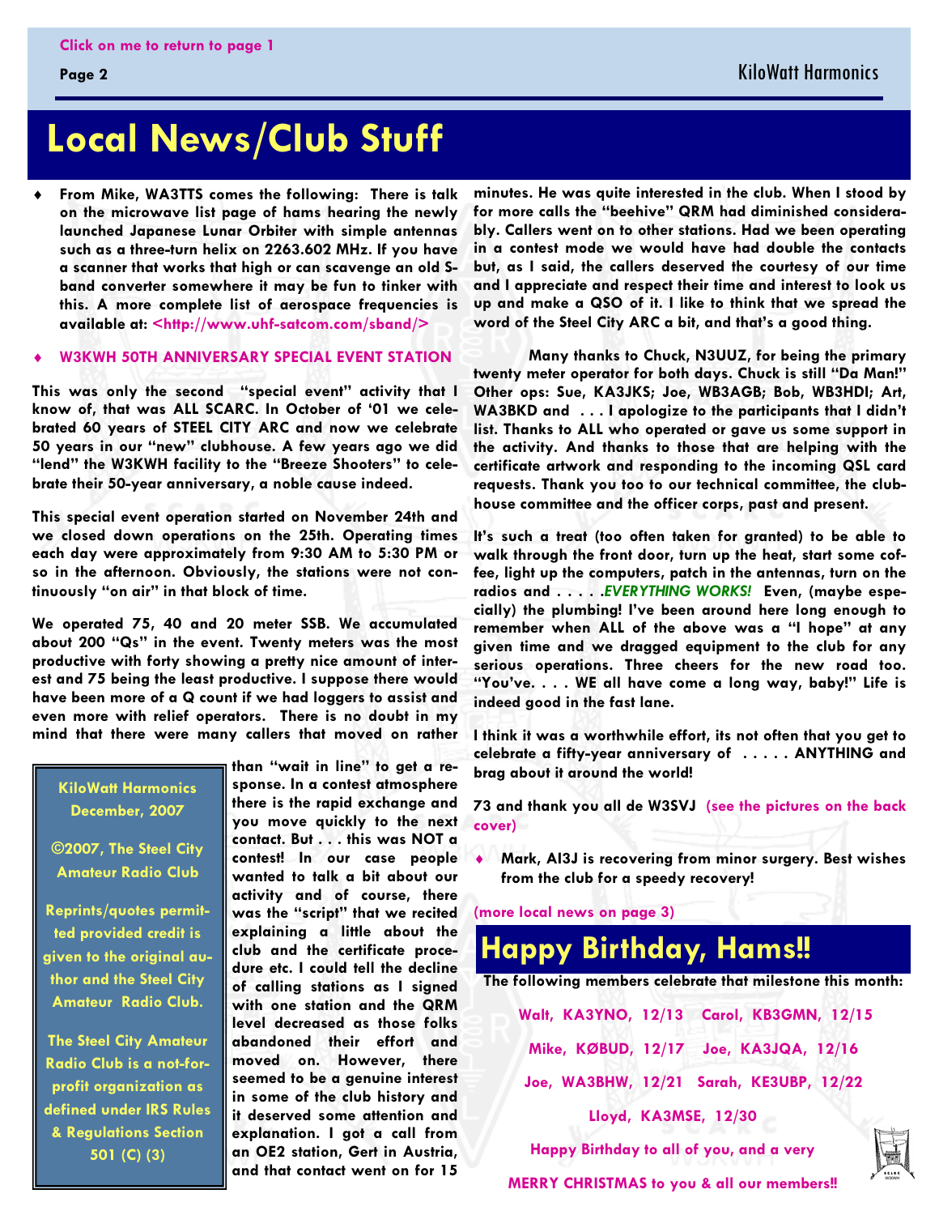Click on me to return to page 1

# Local News/Club Stuff

- **From Mike, WA3TTS comes the following: There is talk on the microwave list page of hams hearing the newly launched Japanese Lunar Orbiter with simple antennas such as a three-turn helix on 2263.602 MHz. If you have a scanner that works that high or can scavenge an old S-band converter somewhere it may be fun to tinker with this. A more complete list of aerospace frequencies is available at: <http://www.uhf-satcom.com/sband/>**

- **W3KWH 50TH ANNIVERSARY SPECIAL EVENT STATION**

**This was only the second "special event" activity that I know of, that was ALL SCARC. In October of '01 we celebrated 60 years of STEEL CITY ARC and now we celebrate 50 years in our "new" clubhouse. A few years ago we did "lend" the W3KWH facility to the "Breeze Shooters" to celebrate their 50-year anniversary, a noble cause indeed.**

**This special event operation started on November 24th and we closed down operations on the 25th. Operating times each day were approximately from 9:30 AM to 5:30 PM or so in the afternoon. Obviously, the stations were not continuously "on air" in that block of time.**

**We operated 75, 40 and 20 meter SSB. We accumulated about 200 "Qs" in the event. Twenty meters was the most productive with forty showing a pretty nice amount of interest and 75 being the least productive. I suppose there would have been more of a Q count if we had loggers to assist and even more with relief operators. There is no doubt in my mind that there were many callers that moved on rather than "wait in line" to get a response. In a contest atmosphere there is the rapid exchange and you move quickly to the next contact. But . . . this was NOT a contest! In our case people wanted to talk a bit about our activity and of course, there was the "script" that we recited explaining a little about the club and the certificate procedure etc. I could tell the decline of calling stations as I signed with one station and the QRM level decreased as those folks abandoned their effort and moved on. However, there seemed to be a genuine interest in some of the club history and it deserved some attention and explanation. I got a call from an OE2 station, Gert in Austria, and that contact went on for 15 minutes. He was quite interested in the club. When I stood by for more calls the "beehive" QRM had diminished considerably. Callers went on to other stations. Had we been operating in a contest mode we would have had double the contacts but, as I said, the callers deserved the courtesy of our time and I appreciate and respect their time and interest to look us up and make a QSO of it. I like to think that we spread the word of the Steel City ARC a bit, and that's a good thing.**

**Many thanks to Chuck, N3UUZ, for being the primary twenty meter operator for both days. Chuck is still "Da Man!" Other ops: Sue, KA3JKS; Joe, WB3AGB; Bob, WB3HDI; Art, WA3BKD and . . . I apologize to the participants that I didn't list. Thanks to ALL who operated or gave us some support in the activity. And thanks to those that are helping with the certificate artwork and responding to the incoming QSL card requests. Thank you too to our technical committee, the clubhouse committee and the officer corps, past and present.**

**It's such a treat (too often taken for granted) to be able to walk through the front door, turn up the heat, start some coffee, light up the computers, patch in the antennas, turn on the radios and . . . . .*EVERYTHING WORKS!* Even, (maybe especially) the plumbing! I've been around here long enough to remember when ALL of the above was a "I hope" at any given time and we dragged equipment to the club for any serious operations. Three cheers for the new road too. "You've. . . . WE all have come a long way, baby!" Life is indeed good in the fast lane.**

**I think it was a worthwhile effort, its not often that you get to celebrate a fifty-year anniversary of . . . . . ANYTHING and brag about it around the world!**

**73 and thank you all de W3SVJ (see the pictures on the back cover)**

- **Mark, AI3J is recovering from minor surgery. Best wishes from the club for a speedy recovery!**

(more local news on page 3)

**KiloWatt Harmonics December, 2007**

**©2007, The Steel City Amateur Radio Club**

**Reprints/quotes permitted provided credit is given to the original author and the Steel City Amateur Radio Club.**

**The Steel City Amateur Radio Club is a not-for-profit organization as defined under IRS Rules & Regulations Section 501 (C) (3)**

# Happy Birthday, Hams!!

**The following members celebrate that milestone this month:**

Walt, KA3YNO, 12/13 — Carol, KB3GMN, 12/15

Mike, KØBUD, 12/17 — Joe, KA3JQA, 12/16

Joe, WA3BHW, 12/21 — Sarah, KE3UBP, 12/22

Lloyd, KA3MSE, 12/30

Happy Birthday to all of you, and a very

MERRY CHRISTMAS to you & all our members!!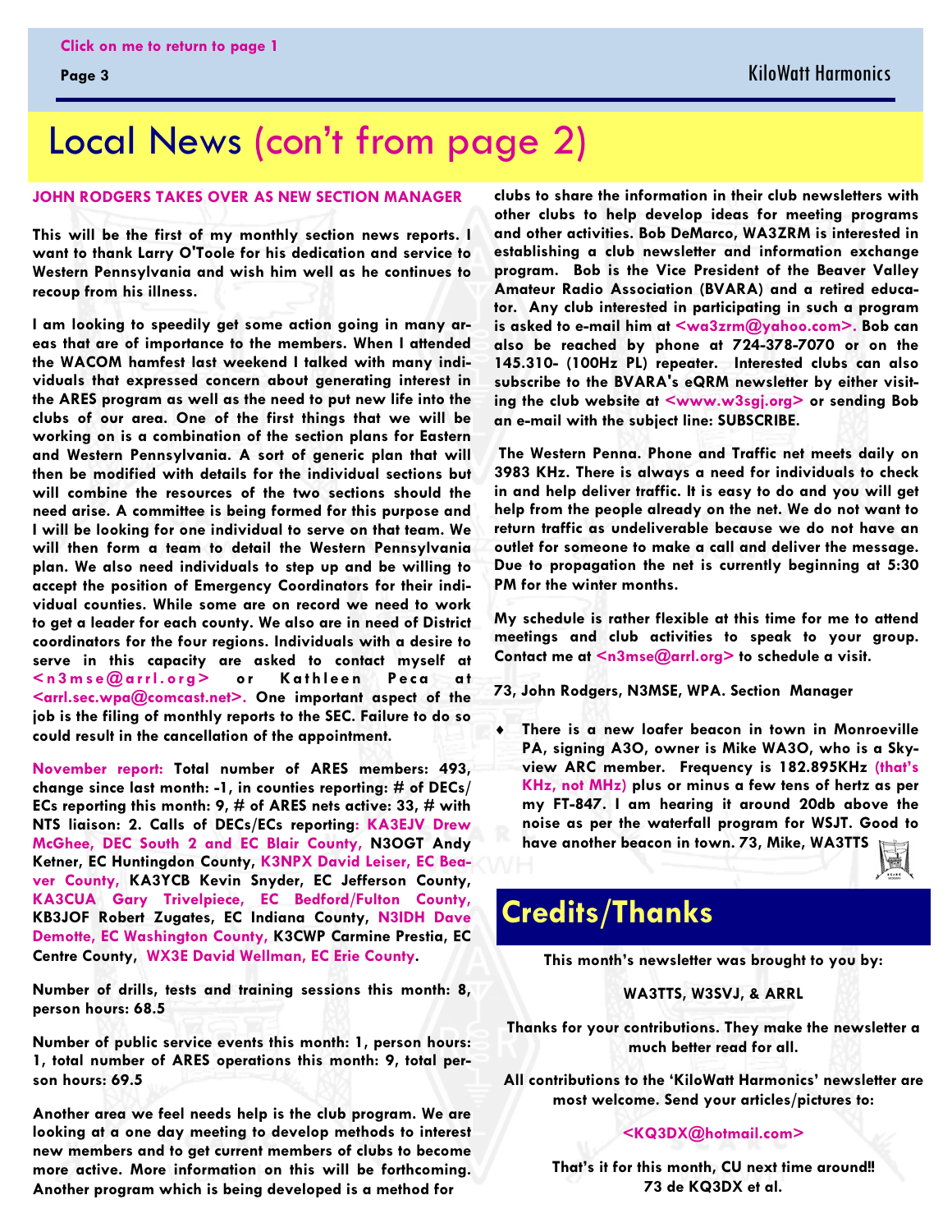# Local News (con't from page 2)

**JOHN RODGERS TAKES OVER AS NEW SECTION MANAGER**

**This will be the first of my monthly section news reports. I want to thank Larry O'Toole for his dedication and service to Western Pennsylvania and wish him well as he continues to recoup from his illness.**

**I am looking to speedily get some action going in many areas that are of importance to the members. When I attended the WACOM hamfest last weekend I talked with many individuals that expressed concern about generating interest in the ARES program as well as the need to put new life into the clubs of our area. One of the first things that we will be working on is a combination of the section plans for Eastern and Western Pennsylvania. A sort of generic plan that will then be modified with details for the individual sections but will combine the resources of the two sections should the need arise. A committee is being formed for this purpose and I will be looking for one individual to serve on that team. We will then form a team to detail the Western Pennsylvania plan. We also need individuals to step up and be willing to accept the position of Emergency Coordinators for their individual counties. While some are on record we need to work to get a leader for each county. We also are in need of District coordinators for the four regions. Individuals with a desire to serve in this capacity are asked to contact myself at <n3mse@arrl.org> or Kathleen Peca at <arrl.sec.wpa@comcast.net>. One important aspect of the job is the filing of monthly reports to the SEC. Failure to do so could result in the cancellation of the appointment.**

**November report: Total number of ARES members: 493, change since last month: -1, in counties reporting: # of DECs/ECs reporting this month: 9, # of ARES nets active: 33, # with NTS liaison: 2. Calls of DECs/ECs reporting: KA3EJV Drew McGhee, DEC South 2 and EC Blair County, N3OGT Andy Ketner, EC Huntingdon County, K3NPX David Leiser, EC Beaver County, KA3YCB Kevin Snyder, EC Jefferson County, KA3CUA Gary Trivelpiece, EC Bedford/Fulton County, KB3JOF Robert Zugates, EC Indiana County, N3IDH Dave Demotte, EC Washington County, K3CWP Carmine Prestia, EC Centre County, WX3E David Wellman, EC Erie County.**

**Number of drills, tests and training sessions this month: 8, person hours: 68.5**

**Number of public service events this month: 1, person hours: 1, total number of ARES operations this month: 9, total person hours: 69.5**

**Another area we feel needs help is the club program. We are looking at a one day meeting to develop methods to interest new members and to get current members of clubs to become more active. More information on this will be forthcoming. Another program which is being developed is a method for clubs to share the information in their club newsletters with other clubs to help develop ideas for meeting programs and other activities. Bob DeMarco, WA3ZRM is interested in establishing a club newsletter and information exchange program. Bob is the Vice President of the Beaver Valley Amateur Radio Association (BVARA) and a retired educator. Any club interested in participating in such a program is asked to e-mail him at <wa3zrm@yahoo.com>. Bob can also be reached by phone at 724-378-7070 or on the 145.310- (100Hz PL) repeater. Interested clubs can also subscribe to the BVARA's eQRM newsletter by either visiting the club website at <www.w3sgj.org> or sending Bob an e-mail with the subject line: SUBSCRIBE.**

**The Western Penna. Phone and Traffic net meets daily on 3983 KHz. There is always a need for individuals to check in and help deliver traffic. It is easy to do and you will get help from the people already on the net. We do not want to return traffic as undeliverable because we do not have an outlet for someone to make a call and deliver the message. Due to propagation the net is currently beginning at 5:30 PM for the winter months.**

**My schedule is rather flexible at this time for me to attend meetings and club activities to speak to your group. Contact me at <n3mse@arrl.org> to schedule a visit.**

**73, John Rodgers, N3MSE, WPA. Section Manager**

- **There is a new loafer beacon in town in Monroeville PA, signing A3O, owner is Mike WA3O, who is a Skyview ARC member. Frequency is 182.895KHz (that's KHz, not MHz) plus or minus a few tens of hertz as per my FT-847. I am hearing it around 20db above the noise as per the waterfall program for WSJT. Good to have another beacon in town. 73, Mike, WA3TTS**

## Credits/Thanks

**This month's newsletter was brought to you by:**

**WA3TTS, W3SVJ, & ARRL**

**Thanks for your contributions. They make the newsletter a much better read for all.**

**All contributions to the 'KiloWatt Harmonics' newsletter are most welcome. Send your articles/pictures to:**

**<KQ3DX@hotmail.com>**

**That's it for this month, CU next time around!!**
**73 de KQ3DX et al.**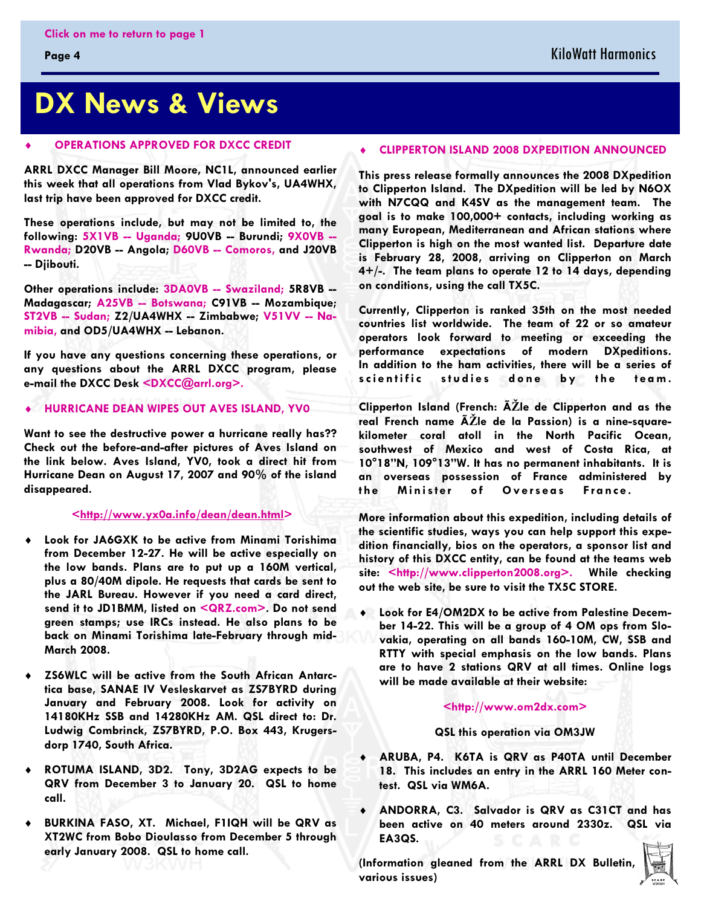Click on me to return to page 1

# DX News & Views

♦ **OPERATIONS APPROVED FOR DXCC CREDIT**

**ARRL DXCC Manager Bill Moore, NC1L, announced earlier this week that all operations from Vlad Bykov's, UA4WHX, last trip have been approved for DXCC credit.**

**These operations include, but may not be limited to, the following: 5X1VB -- Uganda; 9U0VB -- Burundi; 9X0VB -- Rwanda; D20VB -- Angola; D60VB -- Comoros, and J20VB -- Djibouti.**

**Other operations include: 3DA0VB -- Swaziland; 5R8VB -- Madagascar; A25VB -- Botswana; C91VB -- Mozambique; ST2VB -- Sudan; Z2/UA4WHX -- Zimbabwe; V51VV -- Namibia, and OD5/UA4WHX -- Lebanon.**

**If you have any questions concerning these operations, or any questions about the ARRL DXCC program, please e-mail the DXCC Desk <DXCC@arrl.org>.**

♦ **HURRICANE DEAN WIPES OUT AVES ISLAND, YV0**

**Want to see the destructive power a hurricane really has?? Check out the before-and-after pictures of Aves Island on the link below. Aves Island, YV0, took a direct hit from Hurricane Dean on August 17, 2007 and 90% of the island disappeared.**

**<http://www.yx0a.info/dean/dean.html>**

- **Look for JA6GXK to be active from Minami Torishima from December 12-27. He will be active especially on the low bands. Plans are to put up a 160M vertical, plus a 80/40M dipole. He requests that cards be sent to the JARL Bureau. However if you need a card direct, send it to JD1BMM, listed on <QRZ.com>. Do not send green stamps; use IRCs instead. He also plans to be back on Minami Torishima late-February through mid-March 2008.**

- **ZS6WLC will be active from the South African Antarctica base, SANAE IV Vesleskarvet as ZS7BYRD during January and February 2008. Look for activity on 14180KHz SSB and 14280KHz AM. QSL direct to: Dr. Ludwig Combrinck, ZS7BYRD, P.O. Box 443, Krugersdorp 1740, South Africa.**

- **ROTUMA ISLAND, 3D2. Tony, 3D2AG expects to be QRV from December 3 to January 20. QSL to home call.**

- **BURKINA FASO, XT. Michael, F1IQH will be QRV as XT2WC from Bobo Dioulasso from December 5 through early January 2008. QSL to home call.**

♦ **CLIPPERTON ISLAND 2008 DXPEDITION ANNOUNCED**

**This press release formally announces the 2008 DXpedition to Clipperton Island. The DXpedition will be led by N6OX with N7CQQ and K4SV as the management team. The goal is to make 100,000+ contacts, including working as many European, Mediterranean and African stations where Clipperton is high on the most wanted list. Departure date is February 28, 2008, arriving on Clipperton on March 4+/-. The team plans to operate 12 to 14 days, depending on conditions, using the call TX5C.**

**Currently, Clipperton is ranked 35th on the most needed countries list worldwide. The team of 22 or so amateur operators look forward to meeting or exceeding the performance expectations of modern DXpeditions. In addition to the ham activities, there will be a series of scientific studies done by the team.**

**Clipperton Island (French: ÃŽle de Clipperton and as the real French name ÃŽle de la Passion) is a nine-square-kilometer coral atoll in the North Pacific Ocean, southwest of Mexico and west of Costa Rica, at 10°18"N, 109°13"W. It has no permanent inhabitants. It is an overseas possession of France administered by the Minister of Overseas France.**

**More information about this expedition, including details of the scientific studies, ways you can help support this expedition financially, bios on the operators, a sponsor list and history of this DXCC entity, can be found at the teams web site: <http://www.clipperton2008.org>. While checking out the web site, be sure to visit the TX5C STORE.**

- **Look for E4/OM2DX to be active from Palestine December 14-22. This will be a group of 4 OM ops from Slovakia, operating on all bands 160-10M, CW, SSB and RTTY with special emphasis on the low bands. Plans are to have 2 stations QRV at all times. Online logs will be made available at their website:**

  **<http://www.om2dx.com>**

  **QSL this operation via OM3JW**

- **ARUBA, P4. K6TA is QRV as P40TA until December 18. This includes an entry in the ARRL 160 Meter contest. QSL via WM6A.**

- **ANDORRA, C3. Salvador is QRV as C31CT and has been active on 40 meters around 2330z. QSL via EA3QS.**

**(Information gleaned from the ARRL DX Bulletin, various issues)**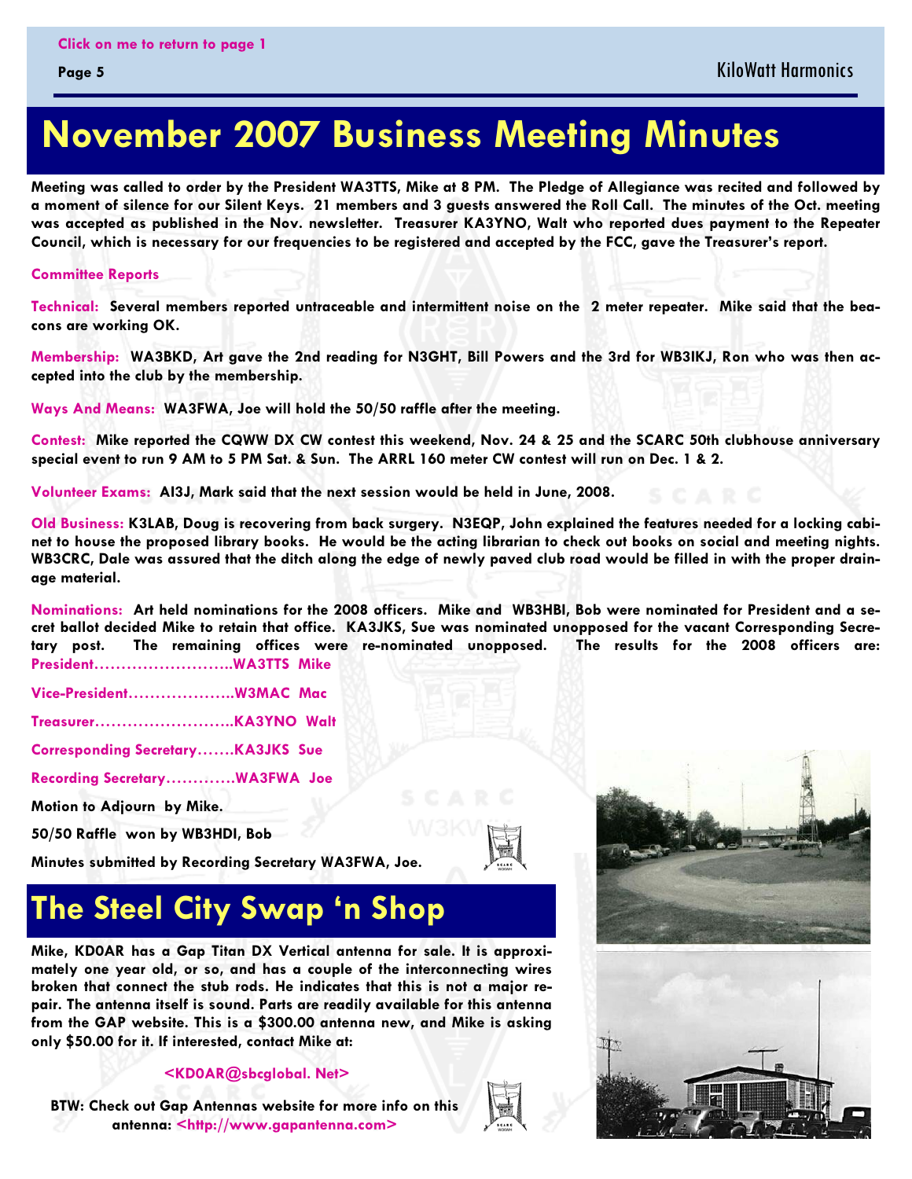Click on me to return to page 1

# November 2007 Business Meeting Minutes

**Meeting was called to order by the President WA3TTS, Mike at 8 PM. The Pledge of Allegiance was recited and followed by a moment of silence for our Silent Keys. 21 members and 3 guests answered the Roll Call. The minutes of the Oct. meeting was accepted as published in the Nov. newsletter. Treasurer KA3YNO, Walt who reported dues payment to the Repeater Council, which is necessary for our frequencies to be registered and accepted by the FCC, gave the Treasurer's report.**

**Committee Reports**

**Technical: Several members reported untraceable and intermittent noise on the 2 meter repeater. Mike said that the beacons are working OK.**

**Membership: WA3BKD, Art gave the 2nd reading for N3GHT, Bill Powers and the 3rd for WB3IKJ, Ron who was then accepted into the club by the membership.**

**Ways And Means: WA3FWA, Joe will hold the 50/50 raffle after the meeting.**

**Contest: Mike reported the CQWW DX CW contest this weekend, Nov. 24 & 25 and the SCARC 50th clubhouse anniversary special event to run 9 AM to 5 PM Sat. & Sun. The ARRL 160 meter CW contest will run on Dec. 1 & 2.**

**Volunteer Exams: AI3J, Mark said that the next session would be held in June, 2008.**

**Old Business: K3LAB, Doug is recovering from back surgery. N3EQP, John explained the features needed for a locking cabinet to house the proposed library books. He would be the acting librarian to check out books on social and meeting nights. WB3CRC, Dale was assured that the ditch along the edge of newly paved club road would be filled in with the proper drainage material.**

**Nominations: Art held nominations for the 2008 officers. Mike and WB3HBI, Bob were nominated for President and a secret ballot decided Mike to retain that office. KA3JKS, Sue was nominated unopposed for the vacant Corresponding Secretary post. The remaining offices were re-nominated unopposed. The results for the 2008 officers are:**

**President……………………..WA3TTS Mike**

**Vice-President………………..W3MAC Mac**

**Treasurer……………………..KA3YNO Walt**

**Corresponding Secretary…….KA3JKS Sue**

**Recording Secretary………….WA3FWA Joe**

**Motion to Adjourn by Mike.**

**50/50 Raffle won by WB3HDI, Bob**

**Minutes submitted by Recording Secretary WA3FWA, Joe.**

# The Steel City Swap 'n Shop

**Mike, KD0AR has a Gap Titan DX Vertical antenna for sale. It is approximately one year old, or so, and has a couple of the interconnecting wires broken that connect the stub rods. He indicates that this is not a major repair. The antenna itself is sound. Parts are readily available for this antenna from the GAP website. This is a $300.00 antenna new, and Mike is asking only $50.00 for it. If interested, contact Mike at:**

**<KD0AR@sbcglobal. Net>**

**BTW: Check out Gap Antennas website for more info on this antenna: <http://www.gapantenna.com>**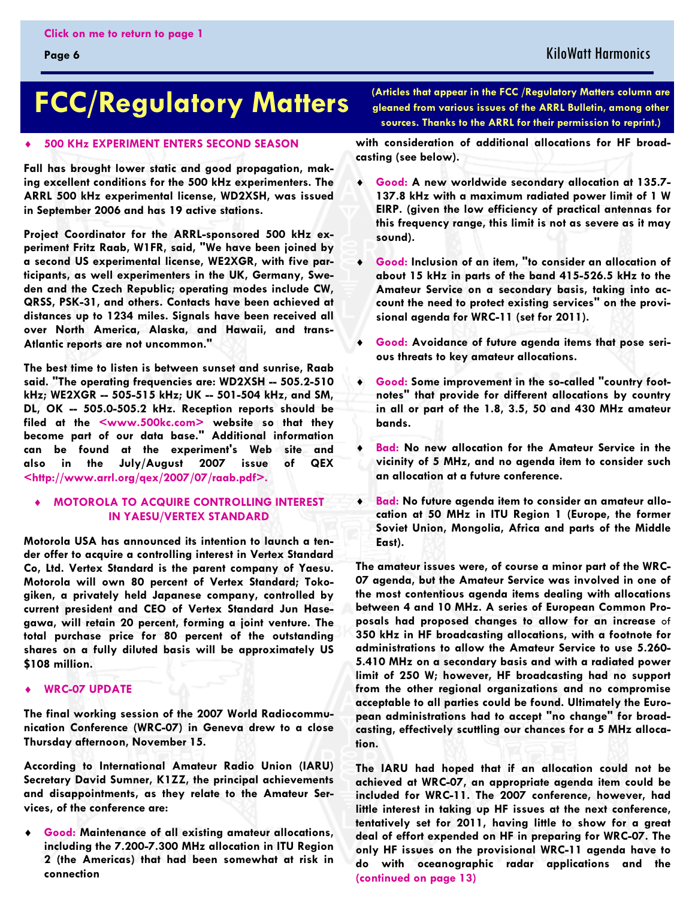Click on me to return to page 1

# FCC/Regulatory Matters

**(Articles that appear in the FCC /Regulatory Matters column are gleaned from various issues of the ARRL Bulletin, among other sources. Thanks to the ARRL for their permission to reprint.)**

## ♦ 500 KHz EXPERIMENT ENTERS SECOND SEASON

**Fall has brought lower static and good propagation, making excellent conditions for the 500 kHz experimenters. The ARRL 500 kHz experimental license, WD2XSH, was issued in September 2006 and has 19 active stations.**

**Project Coordinator for the ARRL-sponsored 500 kHz experiment Fritz Raab, W1FR, said, "We have been joined by a second US experimental license, WE2XGR, with five participants, as well experimenters in the UK, Germany, Sweden and the Czech Republic; operating modes include CW, QRSS, PSK-31, and others. Contacts have been achieved at distances up to 1234 miles. Signals have been received all over North America, Alaska, and Hawaii, and trans-Atlantic reports are not uncommon."**

**The best time to listen is between sunset and sunrise, Raab said. "The operating frequencies are: WD2XSH -- 505.2-510 kHz; WE2XGR -- 505-515 kHz; UK -- 501-504 kHz, and SM, DL, OK -- 505.0-505.2 kHz. Reception reports should be filed at the <www.500kc.com> website so that they become part of our data base." Additional information can be found at the experiment's Web site and also in the July/August 2007 issue of QEX <http://www.arrl.org/qex/2007/07/raab.pdf>.**

## ♦ MOTOROLA TO ACQUIRE CONTROLLING INTEREST IN YAESU/VERTEX STANDARD

**Motorola USA has announced its intention to launch a tender offer to acquire a controlling interest in Vertex Standard Co, Ltd. Vertex Standard is the parent company of Yaesu. Motorola will own 80 percent of Vertex Standard; Tokogiken, a privately held Japanese company, controlled by current president and CEO of Vertex Standard Jun Hasegawa, will retain 20 percent, forming a joint venture. The total purchase price for 80 percent of the outstanding shares on a fully diluted basis will be approximately US $108 million.**

## ♦ WRC-07 UPDATE

**The final working session of the 2007 World Radiocommunication Conference (WRC-07) in Geneva drew to a close Thursday afternoon, November 15.**

**According to International Amateur Radio Union (IARU) Secretary David Sumner, K1ZZ, the principal achievements and disappointments, as they relate to the Amateur Services, of the conference are:**

- **Good: Maintenance of all existing amateur allocations, including the 7.200-7.300 MHz allocation in ITU Region 2 (the Americas) that had been somewhat at risk in connection with consideration of additional allocations for HF broadcasting (see below).**
- **Good: A new worldwide secondary allocation at 135.7-137.8 kHz with a maximum radiated power limit of 1 W EIRP. (given the low efficiency of practical antennas for this frequency range, this limit is not as severe as it may sound).**
- **Good: Inclusion of an item, "to consider an allocation of about 15 kHz in parts of the band 415-526.5 kHz to the Amateur Service on a secondary basis, taking into account the need to protect existing services" on the provisional agenda for WRC-11 (set for 2011).**
- **Good: Avoidance of future agenda items that pose serious threats to key amateur allocations.**
- **Good: Some improvement in the so-called "country footnotes" that provide for different allocations by country in all or part of the 1.8, 3.5, 50 and 430 MHz amateur bands.**
- **Bad: No new allocation for the Amateur Service in the vicinity of 5 MHz, and no agenda item to consider such an allocation at a future conference.**
- **Bad: No future agenda item to consider an amateur allocation at 50 MHz in ITU Region 1 (Europe, the former Soviet Union, Mongolia, Africa and parts of the Middle East).**

**The amateur issues were, of course a minor part of the WRC-07 agenda, but the Amateur Service was involved in one of the most contentious agenda items dealing with allocations between 4 and 10 MHz. A series of European Common Proposals had proposed changes to allow for an increase of 350 kHz in HF broadcasting allocations, with a footnote for administrations to allow the Amateur Service to use 5.260-5.410 MHz on a secondary basis and with a radiated power limit of 250 W; however, HF broadcasting had no support from the other regional organizations and no compromise acceptable to all parties could be found. Ultimately the European administrations had to accept "no change" for broadcasting, effectively scuttling our chances for a 5 MHz allocation.**

**The IARU had hoped that if an allocation could not be achieved at WRC-07, an appropriate agenda item could be included for WRC-11. The 2007 conference, however, had little interest in taking up HF issues at the next conference, tentatively set for 2011, having little to show for a great deal of effort expended on HF in preparing for WRC-07. The only HF issues on the provisional WRC-11 agenda have to do with oceanographic radar applications and the (continued on page 13)**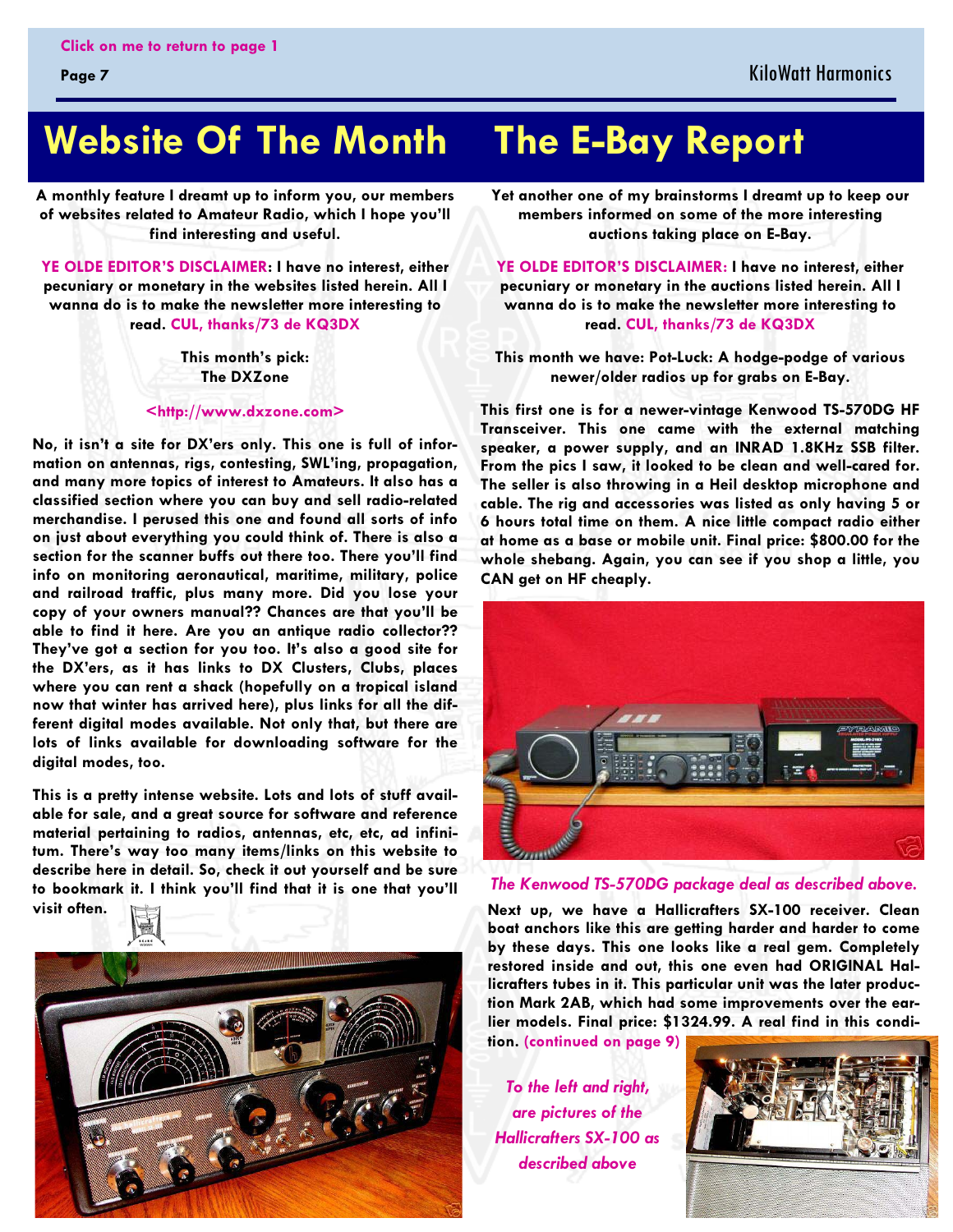Click on me to return to page 1

# Website Of The Month

A monthly feature I dreamt up to inform you, our members of websites related to Amateur Radio, which I hope you'll find interesting and useful.

**YE OLDE EDITOR'S DISCLAIMER: I have no interest, either pecuniary or monetary in the websites listed herein. All I wanna do is to make the newsletter more interesting to read. CUL, thanks/73 de KQ3DX**

**This month's pick:**
**The DXZone**

**<http://www.dxzone.com>**

**No, it isn't a site for DX'ers only. This one is full of information on antennas, rigs, contesting, SWL'ing, propagation, and many more topics of interest to Amateurs. It also has a classified section where you can buy and sell radio-related merchandise. I perused this one and found all sorts of info on just about everything you could think of. There is also a section for the scanner buffs out there too. There you'll find info on monitoring aeronautical, maritime, military, police and railroad traffic, plus many more. Did you lose your copy of your owners manual?? Chances are that you'll be able to find it here. Are you an antique radio collector?? They've got a section for you too. It's also a good site for the DX'ers, as it has links to DX Clusters, Clubs, places where you can rent a shack (hopefully on a tropical island now that winter has arrived here), plus links for all the different digital modes available. Not only that, but there are lots of links available for downloading software for the digital modes, too.**

**This is a pretty intense website. Lots and lots of stuff available for sale, and a great source for software and reference material pertaining to radios, antennas, etc, etc, ad infinitum. There's way too many items/links on this website to describe here in detail. So, check it out yourself and be sure to bookmark it. I think you'll find that it is one that you'll visit often.**

# The E-Bay Report

**Yet another one of my brainstorms I dreamt up to keep our members informed on some of the more interesting auctions taking place on E-Bay.**

**YE OLDE EDITOR'S DISCLAIMER: I have no interest, either pecuniary or monetary in the auctions listed herein. All I wanna do is to make the newsletter more interesting to read. CUL, thanks/73 de KQ3DX**

**This month we have: Pot-Luck: A hodge-podge of various newer/older radios up for grabs on E-Bay.**

**This first one is for a newer-vintage Kenwood TS-570DG HF Transceiver. This one came with the external matching speaker, a power supply, and an INRAD 1.8KHz SSB filter. From the pics I saw, it looked to be clean and well-cared for. The seller is also throwing in a Heil desktop microphone and cable. The rig and accessories was listed as only having 5 or 6 hours total time on them. A nice little compact radio either at home as a base or mobile unit. Final price: $800.00 for the whole shebang. Again, you can see if you shop a little, you CAN get on HF cheaply.**

*The Kenwood TS-570DG package deal as described above.*

**Next up, we have a Hallicrafters SX-100 receiver. Clean boat anchors like this are getting harder and harder to come by these days. This one looks like a real gem. Completely restored inside and out, this one even had ORIGINAL Hallicrafters tubes in it. This particular unit was the later production Mark 2AB, which had some improvements over the earlier models. Final price: $1324.99. A real find in this condition. (continued on page 9)**

*To the left and right, are pictures of the Hallicrafters SX-100 as described above*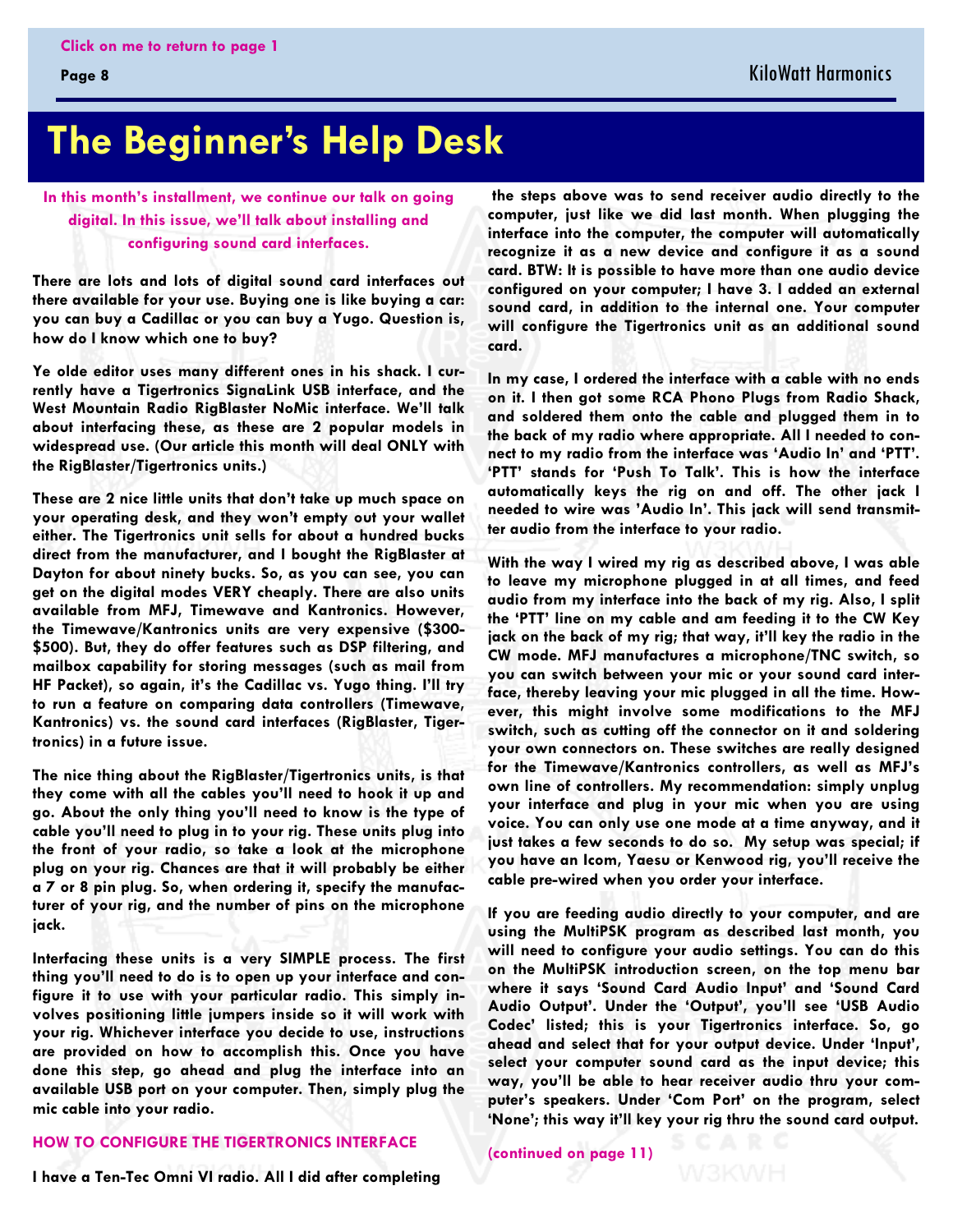# The Beginner's Help Desk

**In this month's installment, we continue our talk on going digital. In this issue, we'll talk about installing and configuring sound card interfaces.**

**There are lots and lots of digital sound card interfaces out there available for your use. Buying one is like buying a car: you can buy a Cadillac or you can buy a Yugo. Question is, how do I know which one to buy?**

**Ye olde editor uses many different ones in his shack. I currently have a Tigertronics SignaLink USB interface, and the West Mountain Radio RigBlaster NoMic interface. We'll talk about interfacing these, as these are 2 popular models in widespread use. (Our article this month will deal ONLY with the RigBlaster/Tigertronics units.)**

**These are 2 nice little units that don't take up much space on your operating desk, and they won't empty out your wallet either. The Tigertronics unit sells for about a hundred bucks direct from the manufacturer, and I bought the RigBlaster at Dayton for about ninety bucks. So, as you can see, you can get on the digital modes VERY cheaply. There are also units available from MFJ, Timewave and Kantronics. However, the Timewave/Kantronics units are very expensive ($300-$500). But, they do offer features such as DSP filtering, and mailbox capability for storing messages (such as mail from HF Packet), so again, it's the Cadillac vs. Yugo thing. I'll try to run a feature on comparing data controllers (Timewave, Kantronics) vs. the sound card interfaces (RigBlaster, Tigertronics) in a future issue.**

**The nice thing about the RigBlaster/Tigertronics units, is that they come with all the cables you'll need to hook it up and go. About the only thing you'll need to know is the type of cable you'll need to plug in to your rig. These units plug into the front of your radio, so take a look at the microphone plug on your rig. Chances are that it will probably be either a 7 or 8 pin plug. So, when ordering it, specify the manufacturer of your rig, and the number of pins on the microphone jack.**

**Interfacing these units is a very SIMPLE process. The first thing you'll need to do is to open up your interface and configure it to use with your particular radio. This simply involves positioning little jumpers inside so it will work with your rig. Whichever interface you decide to use, instructions are provided on how to accomplish this. Once you have done this step, go ahead and plug the interface into an available USB port on your computer. Then, simply plug the mic cable into your radio.**

## HOW TO CONFIGURE THE TIGERTRONICS INTERFACE

**I have a Ten-Tec Omni VI radio. All I did after completing the steps above was to send receiver audio directly to the computer, just like we did last month. When plugging the interface into the computer, the computer will automatically recognize it as a new device and configure it as a sound card. BTW: It is possible to have more than one audio device configured on your computer; I have 3. I added an external sound card, in addition to the internal one. Your computer will configure the Tigertronics unit as an additional sound card.**

**In my case, I ordered the interface with a cable with no ends on it. I then got some RCA Phono Plugs from Radio Shack, and soldered them onto the cable and plugged them in to the back of my radio where appropriate. All I needed to connect to my radio from the interface was 'Audio In' and 'PTT'. 'PTT' stands for 'Push To Talk'. This is how the interface automatically keys the rig on and off. The other jack I needed to wire was 'Audio In'. This jack will send transmitter audio from the interface to your radio.**

**With the way I wired my rig as described above, I was able to leave my microphone plugged in at all times, and feed audio from my interface into the back of my rig. Also, I split the 'PTT' line on my cable and am feeding it to the CW Key jack on the back of my rig; that way, it'll key the radio in the CW mode. MFJ manufactures a microphone/TNC switch, so you can switch between your mic or your sound card interface, thereby leaving your mic plugged in all the time. However, this might involve some modifications to the MFJ switch, such as cutting off the connector on it and soldering your own connectors on. These switches are really designed for the Timewave/Kantronics controllers, as well as MFJ's own line of controllers. My recommendation: simply unplug your interface and plug in your mic when you are using voice. You can only use one mode at a time anyway, and it just takes a few seconds to do so. My setup was special; if you have an Icom, Yaesu or Kenwood rig, you'll receive the cable pre-wired when you order your interface.**

**If you are feeding audio directly to your computer, and are using the MultiPSK program as described last month, you will need to configure your audio settings. You can do this on the MultiPSK introduction screen, on the top menu bar where it says 'Sound Card Audio Input' and 'Sound Card Audio Output'. Under the 'Output', you'll see 'USB Audio Codec' listed; this is your Tigertronics interface. So, go ahead and select that for your output device. Under 'Input', select your computer sound card as the input device; this way, you'll be able to hear receiver audio thru your computer's speakers. Under 'Com Port' on the program, select 'None'; this way it'll key your rig thru the sound card output.**

**(continued on page 11)**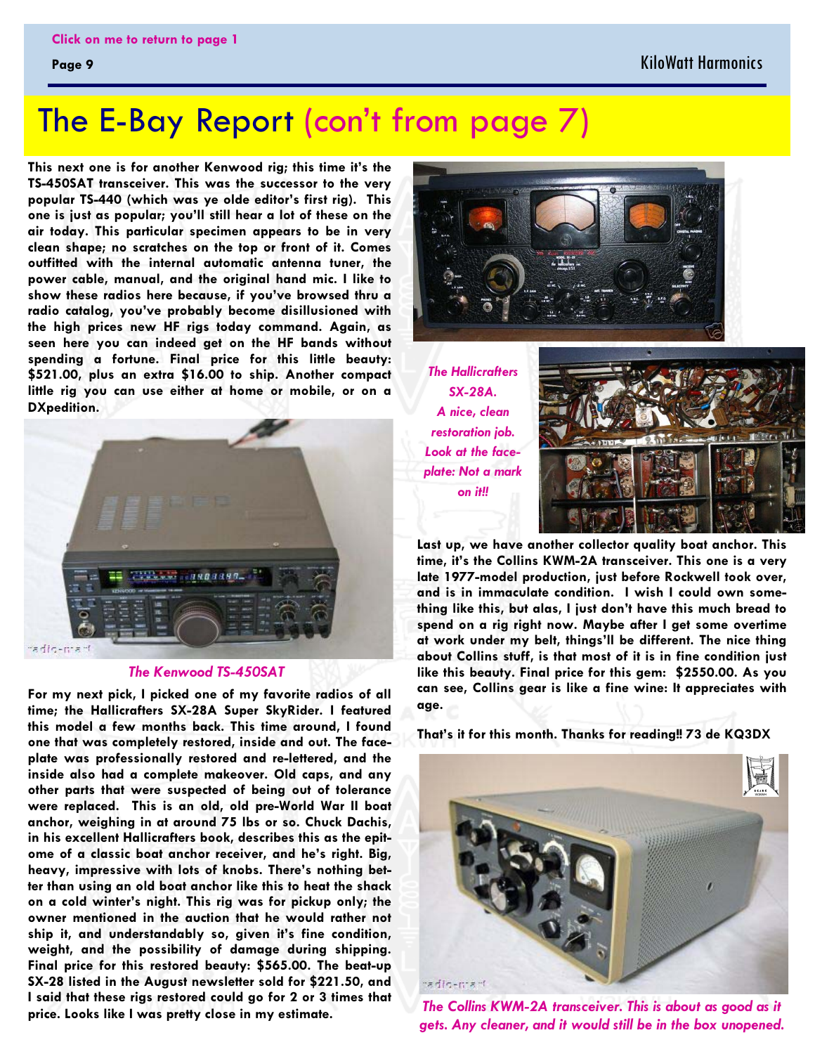# The E-Bay Report (con't from page 7)

This next one is for another Kenwood rig; this time it's the TS-450SAT transceiver. This was the successor to the very popular TS-440 (which was ye olde editor's first rig). This one is just as popular; you'll still hear a lot of these on the air today. This particular specimen appears to be in very clean shape; no scratches on the top or front of it. Comes outfitted with the internal automatic antenna tuner, the power cable, manual, and the original hand mic. I like to show these radios here because, if you've browsed thru a radio catalog, you've probably become disillusioned with the high prices new HF rigs today command. Again, as seen here you can indeed get on the HF bands without spending a fortune. Final price for this little beauty: $521.00, plus an extra $16.00 to ship. Another compact little rig you can use either at home or mobile, or on a DXpedition.

*The Kenwood TS-450SAT*

For my next pick, I picked one of my favorite radios of all time; the Hallicrafters SX-28A Super SkyRider. I featured this model a few months back. This time around, I found one that was completely restored, inside and out. The face-plate was professionally restored and re-lettered, and the inside also had a complete makeover. Old caps, and any other parts that were suspected of being out of tolerance were replaced. This is an old, old pre-World War II boat anchor, weighing in at around 75 lbs or so. Chuck Dachis, in his excellent Hallicrafters book, describes this as the epitome of a classic boat anchor receiver, and he's right. Big, heavy, impressive with lots of knobs. There's nothing better than using an old boat anchor like this to heat the shack on a cold winter's night. This rig was for pickup only; the owner mentioned in the auction that he would rather not ship it, and understandably so, given it's fine condition, weight, and the possibility of damage during shipping. Final price for this restored beauty: $565.00. The beat-up SX-28 listed in the August newsletter sold for $221.50, and I said that these rigs restored could go for 2 or 3 times that price. Looks like I was pretty close in my estimate.

*The Hallicrafters SX-28A. A nice, clean restoration job. Look at the face-plate: Not a mark on it!!*

Last up, we have another collector quality boat anchor. This time, it's the Collins KWM-2A transceiver. This one is a very late 1977-model production, just before Rockwell took over, and is in immaculate condition. I wish I could own something like this, but alas, I just don't have this much bread to spend on a rig right now. Maybe after I get some overtime at work under my belt, things'll be different. The nice thing about Collins stuff, is that most of it is in fine condition just like this beauty. Final price for this gem: $2550.00. As you can see, Collins gear is like a fine wine: It appreciates with age.

That's it for this month. Thanks for reading!! 73 de KQ3DX

*The Collins KWM-2A transceiver. This is about as good as it gets. Any cleaner, and it would still be in the box unopened.*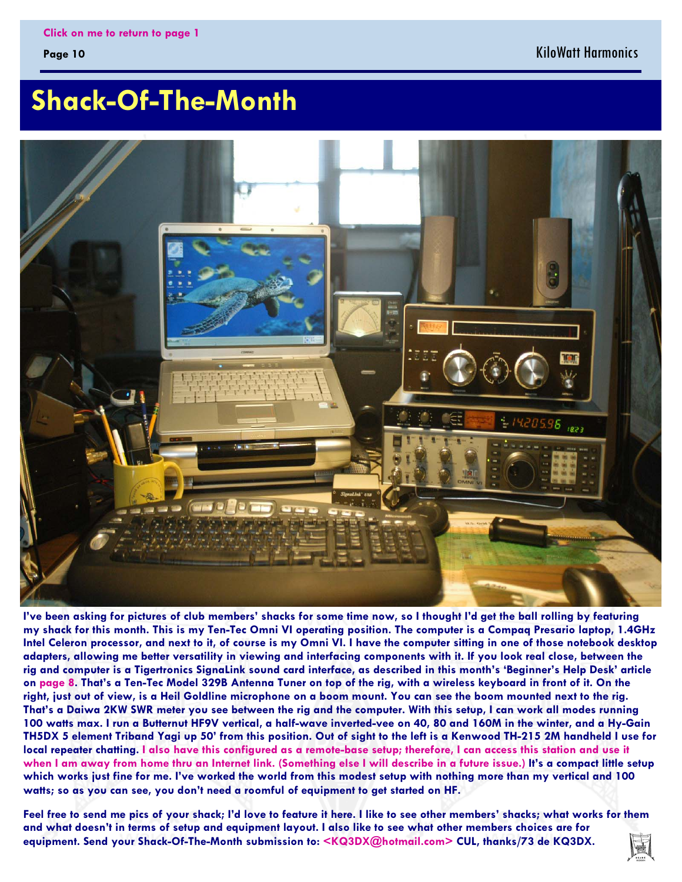Click on me to return to page 1

# Shack-Of-The-Month

**I've been asking for pictures of club members' shacks for some time now, so I thought I'd get the ball rolling by featuring my shack for this month. This is my Ten-Tec Omni VI operating position. The computer is a Compaq Presario laptop, 1.4GHz Intel Celeron processor, and next to it, of course is my Omni VI. I have the computer sitting in one of those notebook desktop adapters, allowing me better versatility in viewing and interfacing components with it. If you look real close, between the rig and computer is a Tigertronics SignaLink sound card interface, as described in this month's 'Beginner's Help Desk' article on page 8. That's a Ten-Tec Model 329B Antenna Tuner on top of the rig, with a wireless keyboard in front of it. On the right, just out of view, is a Heil Goldline microphone on a boom mount. You can see the boom mounted next to the rig. That's a Daiwa 2KW SWR meter you see between the rig and the computer. With this setup, I can work all modes running 100 watts max. I run a Butternut HF9V vertical, a half-wave inverted-vee on 40, 80 and 160M in the winter, and a Hy-Gain TH5DX 5 element Triband Yagi up 50' from this position. Out of sight to the left is a Kenwood TH-215 2M handheld I use for local repeater chatting. I also have this configured as a remote-base setup; therefore, I can access this station and use it when I am away from home thru an Internet link. (Something else I will describe in a future issue.) It's a compact little setup which works just fine for me. I've worked the world from this modest setup with nothing more than my vertical and 100 watts; so as you can see, you don't need a roomful of equipment to get started on HF.**

**Feel free to send me pics of your shack; I'd love to feature it here. I like to see other members' shacks; what works for them and what doesn't in terms of setup and equipment layout. I also like to see what other members choices are for equipment. Send your Shack-Of-The-Month submission to: <KQ3DX@hotmail.com> CUL, thanks/73 de KQ3DX.**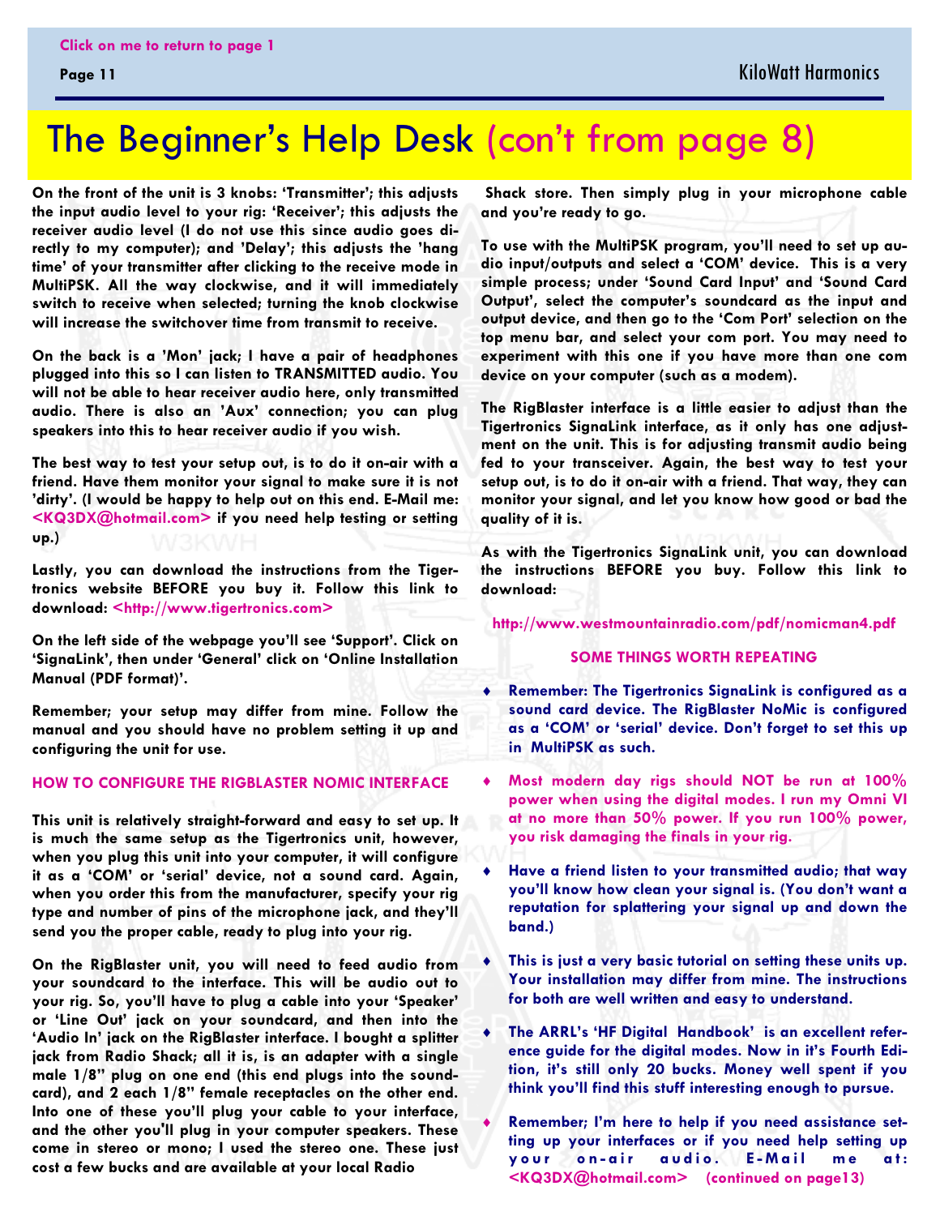Click on me to return to page 1

# The Beginner's Help Desk (con't from page 8)

**On the front of the unit is 3 knobs: 'Transmitter'; this adjusts the input audio level to your rig: 'Receiver'; this adjusts the receiver audio level (I do not use this since audio goes directly to my computer); and 'Delay'; this adjusts the 'hang time' of your transmitter after clicking to the receive mode in MultiPSK. All the way clockwise, and it will immediately switch to receive when selected; turning the knob clockwise will increase the switchover time from transmit to receive.**

**On the back is a 'Mon' jack; I have a pair of headphones plugged into this so I can listen to TRANSMITTED audio. You will not be able to hear receiver audio here, only transmitted audio. There is also an 'Aux' connection; you can plug speakers into this to hear receiver audio if you wish.**

**The best way to test your setup out, is to do it on-air with a friend. Have them monitor your signal to make sure it is not 'dirty'. (I would be happy to help out on this end. E-Mail me: <KQ3DX@hotmail.com> if you need help testing or setting up.)**

**Lastly, you can download the instructions from the Tigertronics website BEFORE you buy it. Follow this link to download: <http://www.tigertronics.com>**

**On the left side of the webpage you'll see 'Support'. Click on 'SignaLink', then under 'General' click on 'Online Installation Manual (PDF format)'.**

**Remember; your setup may differ from mine. Follow the manual and you should have no problem setting it up and configuring the unit for use.**

### HOW TO CONFIGURE THE RIGBLASTER NOMIC INTERFACE

**This unit is relatively straight-forward and easy to set up. It is much the same setup as the Tigertronics unit, however, when you plug this unit into your computer, it will configure it as a 'COM' or 'serial' device, not a sound card. Again, when you order this from the manufacturer, specify your rig type and number of pins of the microphone jack, and they'll send you the proper cable, ready to plug into your rig.**

**On the RigBlaster unit, you will need to feed audio from your soundcard to the interface. This will be audio out to your rig. So, you'll have to plug a cable into your 'Speaker' or 'Line Out' jack on your soundcard, and then into the 'Audio In' jack on the RigBlaster interface. I bought a splitter jack from Radio Shack; all it is, is an adapter with a single male 1/8" plug on one end (this end plugs into the soundcard), and 2 each 1/8" female receptacles on the other end. Into one of these you'll plug your cable to your interface, and the other you'll plug in your computer speakers. These come in stereo or mono; I used the stereo one. These just cost a few bucks and are available at your local Radio Shack store. Then simply plug in your microphone cable and you're ready to go.**

**To use with the MultiPSK program, you'll need to set up audio input/outputs and select a 'COM' device. This is a very simple process; under 'Sound Card Input' and 'Sound Card Output', select the computer's soundcard as the input and output device, and then go to the 'Com Port' selection on the top menu bar, and select your com port. You may need to experiment with this one if you have more than one com device on your computer (such as a modem).**

**The RigBlaster interface is a little easier to adjust than the Tigertronics SignaLink interface, as it only has one adjustment on the unit. This is for adjusting transmit audio being fed to your transceiver. Again, the best way to test your setup out, is to do it on-air with a friend. That way, they can monitor your signal, and let you know how good or bad the quality of it is.**

**As with the Tigertronics SignaLink unit, you can download the instructions BEFORE you buy. Follow this link to download:**

**http://www.westmountainradio.com/pdf/nomicman4.pdf**

### SOME THINGS WORTH REPEATING

- **Remember: The Tigertronics SignaLink is configured as a sound card device. The RigBlaster NoMic is configured as a 'COM' or 'serial' device. Don't forget to set this up in MultiPSK as such.**
- **Most modern day rigs should NOT be run at 100% power when using the digital modes. I run my Omni VI at no more than 50% power. If you run 100% power, you risk damaging the finals in your rig.**
- **Have a friend listen to your transmitted audio; that way you'll know how clean your signal is. (You don't want a reputation for splattering your signal up and down the band.)**
- **This is just a very basic tutorial on setting these units up. Your installation may differ from mine. The instructions for both are well written and easy to understand.**
- **The ARRL's 'HF Digital Handbook' is an excellent reference guide for the digital modes. Now in it's Fourth Edition, it's still only 20 bucks. Money well spent if you think you'll find this stuff interesting enough to pursue.**
- **Remember; I'm here to help if you need assistance setting up your interfaces or if you need help setting up your on-air audio. E-Mail me at: <KQ3DX@hotmail.com> (continued on page13)**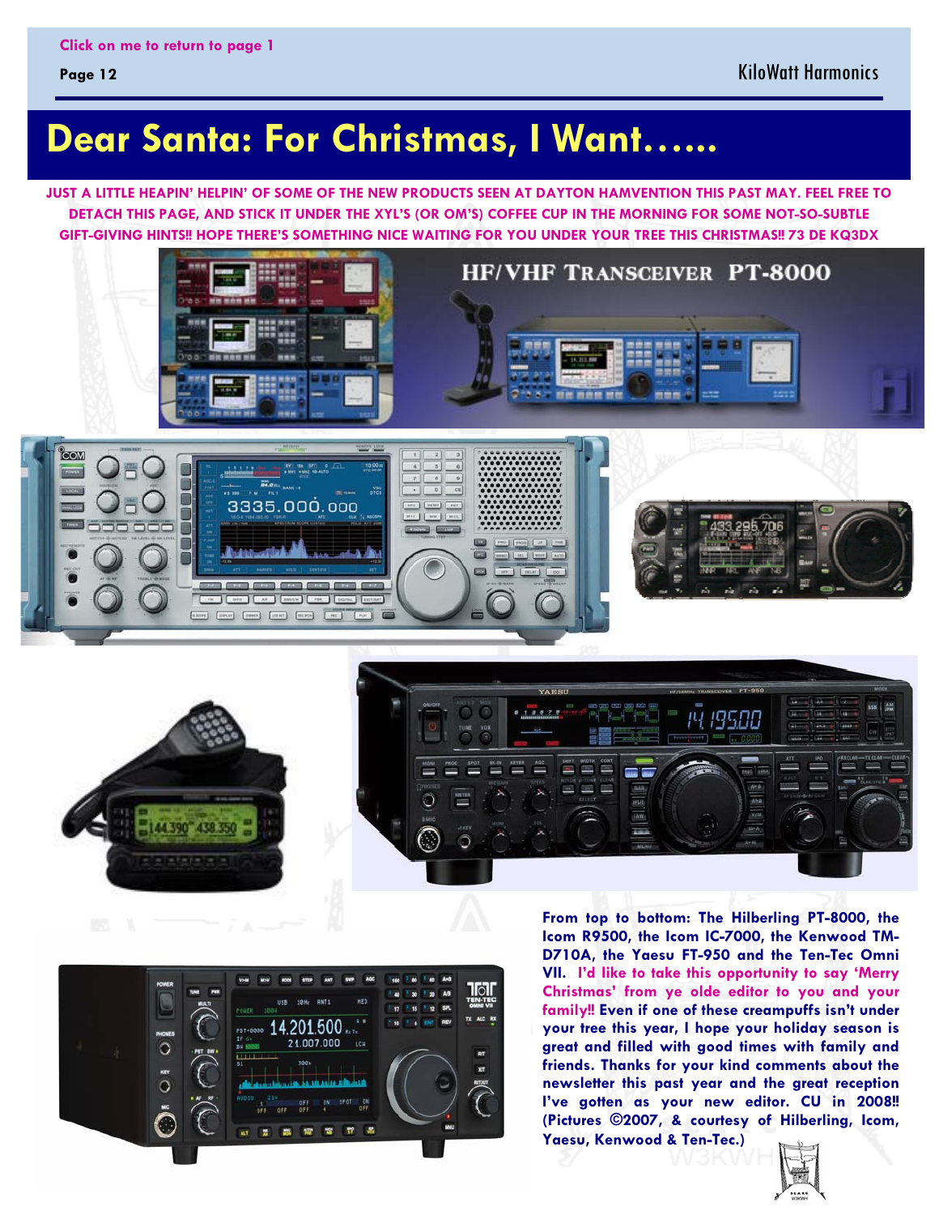Click on me to return to page 1

# Dear Santa: For Christmas, I Want……

**JUST A LITTLE HEAPIN' HELPIN' OF SOME OF THE NEW PRODUCTS SEEN AT DAYTON HAMVENTION THIS PAST MAY. FEEL FREE TO DETACH THIS PAGE, AND STICK IT UNDER THE XYL'S (OR OM'S) COFFEE CUP IN THE MORNING FOR SOME NOT-SO-SUBTLE GIFT-GIVING HINTS!! HOPE THERE'S SOMETHING NICE WAITING FOR YOU UNDER YOUR TREE THIS CHRISTMAS!! 73 DE KQ3DX**

**From top to bottom: The Hilberling PT-8000, the Icom R9500, the Icom IC-7000, the Kenwood TM-D710A, the Yaesu FT-950 and the Ten-Tec Omni VII. I'd like to take this opportunity to say 'Merry Christmas' from ye olde editor to you and your family!! Even if one of these creampuffs isn't under your tree this year, I hope your holiday season is great and filled with good times with family and friends. Thanks for your kind comments about the newsletter this past year and the great reception I've gotten as your new editor. CU in 2008!! (Pictures ©2007, & courtesy of Hilberling, Icom, Yaesu, Kenwood & Ten-Tec.)**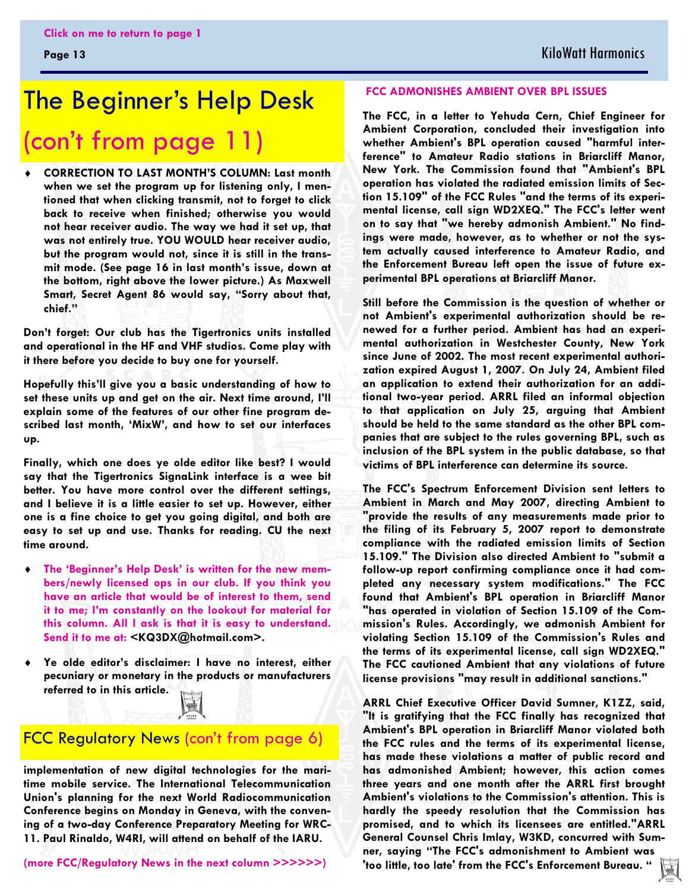# The Beginner's Help Desk (con't from page 11)

- **CORRECTION TO LAST MONTH'S COLUMN: Last month when we set the program up for listening only, I mentioned that when clicking transmit, not to forget to click back to receive when finished; otherwise you would not hear receiver audio. The way we had it set up, that was not entirely true. YOU WOULD hear receiver audio, but the program would not, since it is still in the transmit mode. (See page 16 in last month's issue, down at the bottom, right above the lower picture.) As Maxwell Smart, Secret Agent 86 would say, "Sorry about that, chief."**

**Don't forget: Our club has the Tigertronics units installed and operational in the HF and VHF studios. Come play with it there before you decide to buy one for yourself.**

**Hopefully this'll give you a basic understanding of how to set these units up and get on the air. Next time around, I'll explain some of the features of our other fine program described last month, 'MixW', and how to set our interfaces up.**

**Finally, which one does ye olde editor like best? I would say that the Tigertronics SignaLink interface is a wee bit better. You have more control over the different settings, and I believe it is a little easier to set up. However, either one is a fine choice to get you going digital, and both are easy to set up and use. Thanks for reading. CU the next time around.**

- **The 'Beginner's Help Desk' is written for the new members/newly licensed ops in our club. If you think you have an article that would be of interest to them, send it to me; I'm constantly on the lookout for material for this column. All I ask is that it is easy to understand. Send it to me at: <KQ3DX@hotmail.com>.**

- **Ye olde editor's disclaimer: I have no interest, either pecuniary or monetary in the products or manufacturers referred to in this article.**

## FCC Regulatory News (con't from page 6)

**implementation of new digital technologies for the maritime mobile service. The International Telecommunication Union's planning for the next World Radiocommunication Conference begins on Monday in Geneva, with the convening of a two-day Conference Preparatory Meeting for WRC-11. Paul Rinaldo, W4RI, will attend on behalf of the IARU.**

**(more FCC/Regulatory News in the next column >>>>>>)**

### FCC ADMONISHES AMBIENT OVER BPL ISSUES

**The FCC, in a letter to Yehuda Cern, Chief Engineer for Ambient Corporation, concluded their investigation into whether Ambient's BPL operation caused "harmful interference" to Amateur Radio stations in Briarcliff Manor, New York. The Commission found that "Ambient's BPL operation has violated the radiated emission limits of Section 15.109" of the FCC Rules "and the terms of its experimental license, call sign WD2XEQ." The FCC's letter went on to say that "we hereby admonish Ambient." No findings were made, however, as to whether or not the system actually caused interference to Amateur Radio, and the Enforcement Bureau left open the issue of future experimental BPL operations at Briarcliff Manor.**

**Still before the Commission is the question of whether or not Ambient's experimental authorization should be renewed for a further period. Ambient has had an experimental authorization in Westchester County, New York since June of 2002. The most recent experimental authorization expired August 1, 2007. On July 24, Ambient filed an application to extend their authorization for an additional two-year period. ARRL filed an informal objection to that application on July 25, arguing that Ambient should be held to the same standard as the other BPL companies that are subject to the rules governing BPL, such as inclusion of the BPL system in the public database, so that victims of BPL interference can determine its source.**

**The FCC's Spectrum Enforcement Division sent letters to Ambient in March and May 2007, directing Ambient to "provide the results of any measurements made prior to the filing of its February 5, 2007 report to demonstrate compliance with the radiated emission limits of Section 15.109." The Division also directed Ambient to "submit a follow-up report confirming compliance once it had completed any necessary system modifications." The FCC found that Ambient's BPL operation in Briarcliff Manor "has operated in violation of Section 15.109 of the Commission's Rules. Accordingly, we admonish Ambient for violating Section 15.109 of the Commission's Rules and the terms of its experimental license, call sign WD2XEQ." The FCC cautioned Ambient that any violations of future license provisions "may result in additional sanctions."**

**ARRL Chief Executive Officer David Sumner, K1ZZ, said, "It is gratifying that the FCC finally has recognized that Ambient's BPL operation in Briarcliff Manor violated both the FCC rules and the terms of its experimental license, has made these violations a matter of public record and has admonished Ambient; however, this action comes three years and one month after the ARRL first brought Ambient's violations to the Commission's attention. This is hardly the speedy resolution that the Commission has promised, and to which its licensees are entitled."ARRL General Counsel Chris Imlay, W3KD, concurred with Sumner, saying "The FCC's admonishment to Ambient was 'too little, too late' from the FCC's Enforcement Bureau. "**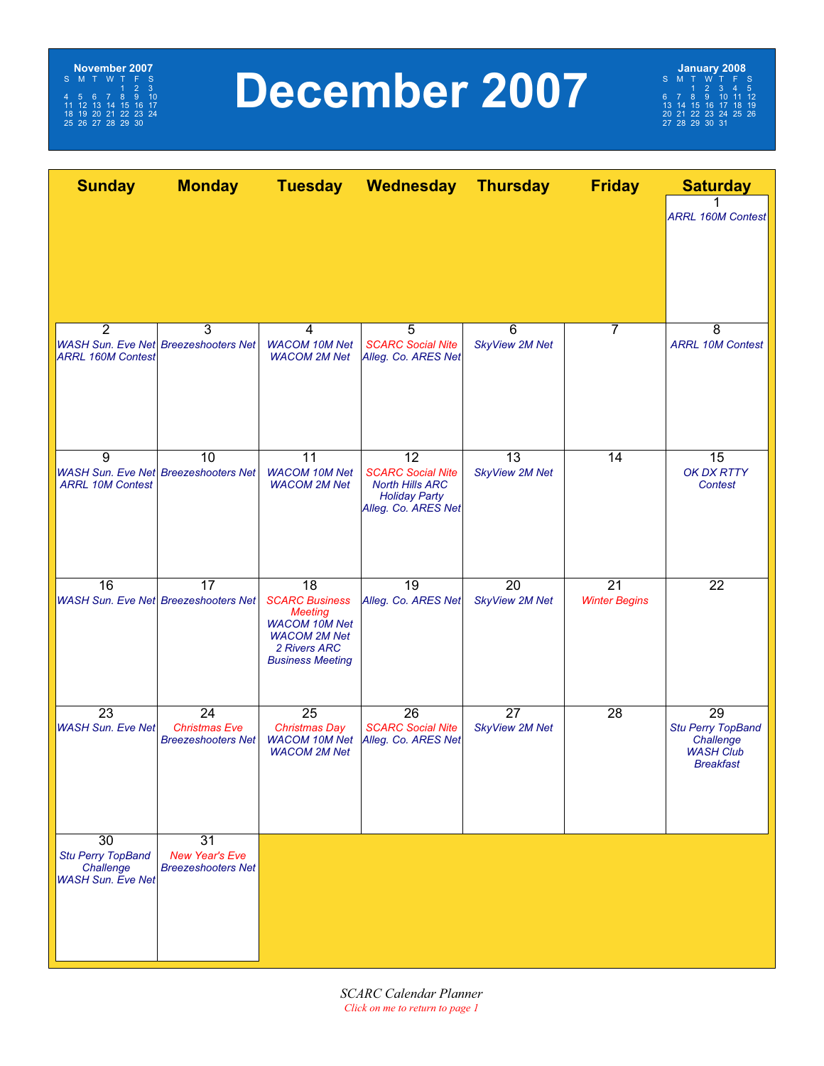# December 2007

**November 2007**

| S | M | T | W | T | F | S |
|---|---|---|---|---|---|---|
| | | | | 1 | 2 | 3 |
| 4 | 5 | 6 | 7 | 8 | 9 | 10 |
| 11 | 12 | 13 | 14 | 15 | 16 | 17 |
| 18 | 19 | 20 | 21 | 22 | 23 | 24 |
| 25 | 26 | 27 | 28 | 29 | 30 | |

**January 2008**

| S | M | T | W | T | F | S |
|---|---|---|---|---|---|---|
| | | 1 | 2 | 3 | 4 | 5 |
| 6 | 7 | 8 | 9 | 10 | 11 | 12 |
| 13 | 14 | 15 | 16 | 17 | 18 | 19 |
| 20 | 21 | 22 | 23 | 24 | 25 | 26 |
| 27 | 28 | 29 | 30 | 31 | | |

| Sunday | Monday | Tuesday | Wednesday | Thursday | Friday | Saturday |
|---|---|---|---|---|---|---|
| | | | | | | 1 *ARRL 160M Contest* |
| 2 *WASH Sun. Eve Net* *ARRL 160M Contest* | 3 *Breezeshooters Net* | 4 *WACOM 10M Net* *WACOM 2M Net* | 5 *SCARC Social Nite* *Alleg. Co. ARES Net* | 6 *SkyView 2M Net* | 7 | 8 *ARRL 10M Contest* |
| 9 *WASH Sun. Eve Net* *ARRL 10M Contest* | 10 *Breezeshooters Net* | 11 *WACOM 10M Net* *WACOM 2M Net* | 12 *SCARC Social Nite* *North Hills ARC Holiday Party* *Alleg. Co. ARES Net* | 13 *SkyView 2M Net* | 14 | 15 *OK DX RTTY Contest* |
| 16 *WASH Sun. Eve Net* | 17 *Breezeshooters Net* | 18 *SCARC Business Meeting* *WACOM 10M Net* *WACOM 2M Net* *2 Rivers ARC Business Meeting* | 19 *Alleg. Co. ARES Net* | 20 *SkyView 2M Net* | 21 *Winter Begins* | 22 |
| 23 *WASH Sun. Eve Net* | 24 *Christmas Eve* *Breezeshooters Net* | 25 *Christmas Day* *WACOM 10M Net* *WACOM 2M Net* | 26 *SCARC Social Nite* *Alleg. Co. ARES Net* | 27 *SkyView 2M Net* | 28 | 29 *Stu Perry TopBand Challenge* *WASH Club Breakfast* |
| 30 *Stu Perry TopBand Challenge* *WASH Sun. Eve Net* | 31 *New Year's Eve* *Breezeshooters Net* | | | | | |

*SCARC Calendar Planner*

Click on me to return to page 1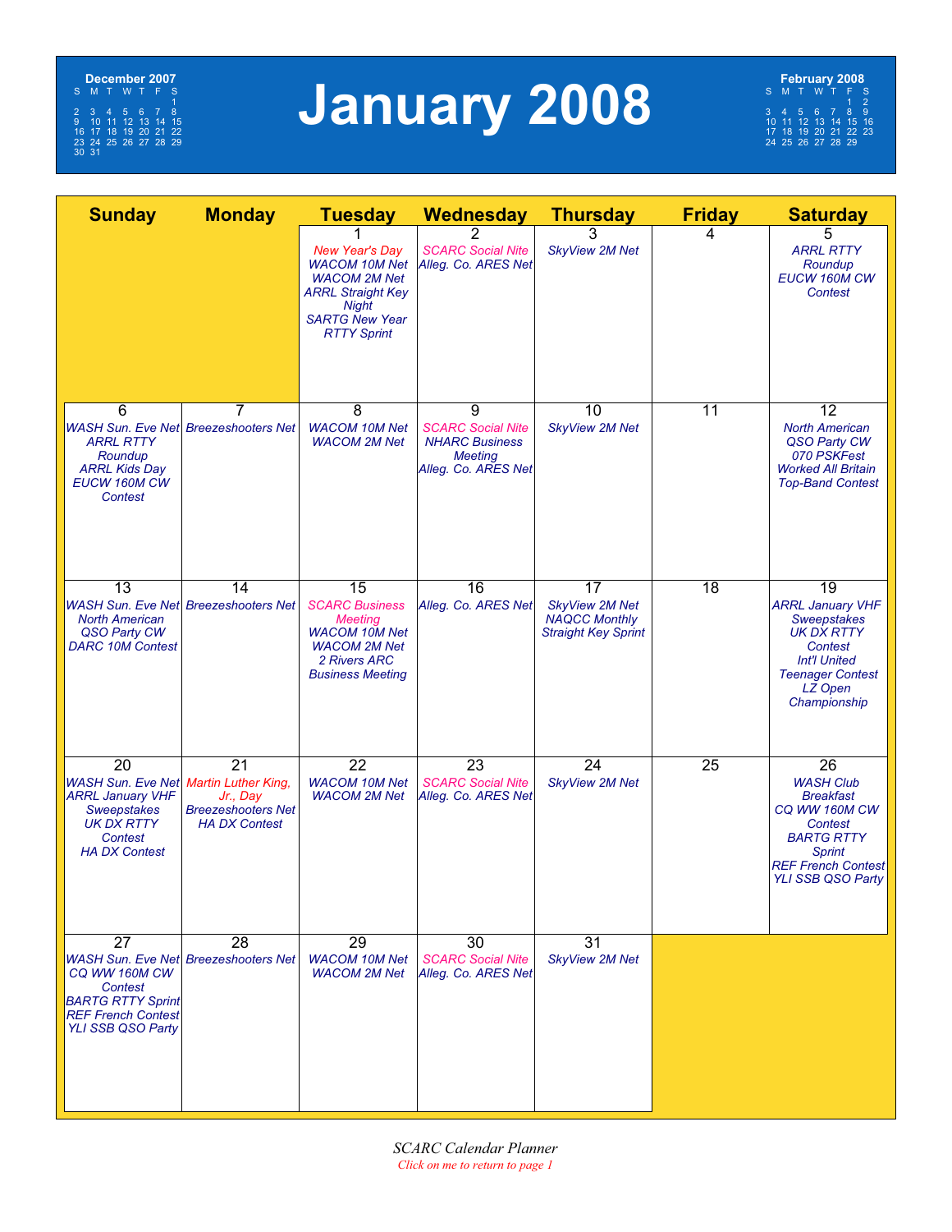# January 2008

**December 2007**

| S | M | T | W | T | F | S |
|---|---|---|---|---|---|---|
| | | | | | | 1 |
| 2 | 3 | 4 | 5 | 6 | 7 | 8 |
| 9 | 10 | 11 | 12 | 13 | 14 | 15 |
| 16 | 17 | 18 | 19 | 20 | 21 | 22 |
| 23 | 24 | 25 | 26 | 27 | 28 | 29 |
| 30 | 31 | | | | | |

**February 2008**

| S | M | T | W | T | F | S |
|---|---|---|---|---|---|---|
| | | | | | 1 | 2 |
| 3 | 4 | 5 | 6 | 7 | 8 | 9 |
| 10 | 11 | 12 | 13 | 14 | 15 | 16 |
| 17 | 18 | 19 | 20 | 21 | 22 | 23 |
| 24 | 25 | 26 | 27 | 28 | 29 | |

| Sunday | Monday | Tuesday | Wednesday | Thursday | Friday | Saturday |
|---|---|---|---|---|---|---|
| | | 1 *New Year's Day* *WACOM 10M Net* *WACOM 2M Net* *ARRL Straight Key Night* *SARTG New Year RTTY Sprint* | 2 *SCARC Social Nite* *Alleg. Co. ARES Net* | 3 *SkyView 2M Net* | 4 | 5 *ARRL RTTY Roundup* *EUCW 160M CW Contest* |
| 6 *WASH Sun. Eve Net* *ARRL RTTY Roundup* *ARRL Kids Day* *EUCW 160M CW Contest* | 7 *Breezeshooters Net* | 8 *WACOM 10M Net* *WACOM 2M Net* | 9 *SCARC Social Nite* *NHARC Business Meeting* *Alleg. Co. ARES Net* | 10 *SkyView 2M Net* | 11 | 12 *North American QSO Party CW* *070 PSKFest* *Worked All Britain Top-Band Contest* |
| 13 *WASH Sun. Eve Net* *North American QSO Party CW* *DARC 10M Contest* | 14 *Breezeshooters Net* | 15 *SCARC Business Meeting* *WACOM 10M Net* *WACOM 2M Net* *2 Rivers ARC Business Meeting* | 16 *Alleg. Co. ARES Net* | 17 *SkyView 2M Net* *NAQCC Monthly Straight Key Sprint* | 18 | 19 *ARRL January VHF Sweepstakes* *UK DX RTTY Contest* *Int'l United Teenager Contest* *LZ Open Championship* |
| 20 *WASH Sun. Eve Net* *ARRL January VHF Sweepstakes* *UK DX RTTY Contest* *HA DX Contest* | 21 *Martin Luther King, Jr., Day* *Breezeshooters Net* *HA DX Contest* | 22 *WACOM 10M Net* *WACOM 2M Net* | 23 *SCARC Social Nite* *Alleg. Co. ARES Net* | 24 *SkyView 2M Net* | 25 | 26 *WASH Club Breakfast* *CQ WW 160M CW Contest* *BARTG RTTY Sprint* *REF French Contest* *YLI SSB QSO Party* |
| 27 *WASH Sun. Eve Net* *CQ WW 160M CW Contest* *BARTG RTTY Sprint* *REF French Contest* *YLI SSB QSO Party* | 28 *Breezeshooters Net* | 29 *WACOM 10M Net* *WACOM 2M Net* | 30 *SCARC Social Nite* *Alleg. Co. ARES Net* | 31 *SkyView 2M Net* | | |

*SCARC Calendar Planner*

*Click on me to return to page 1*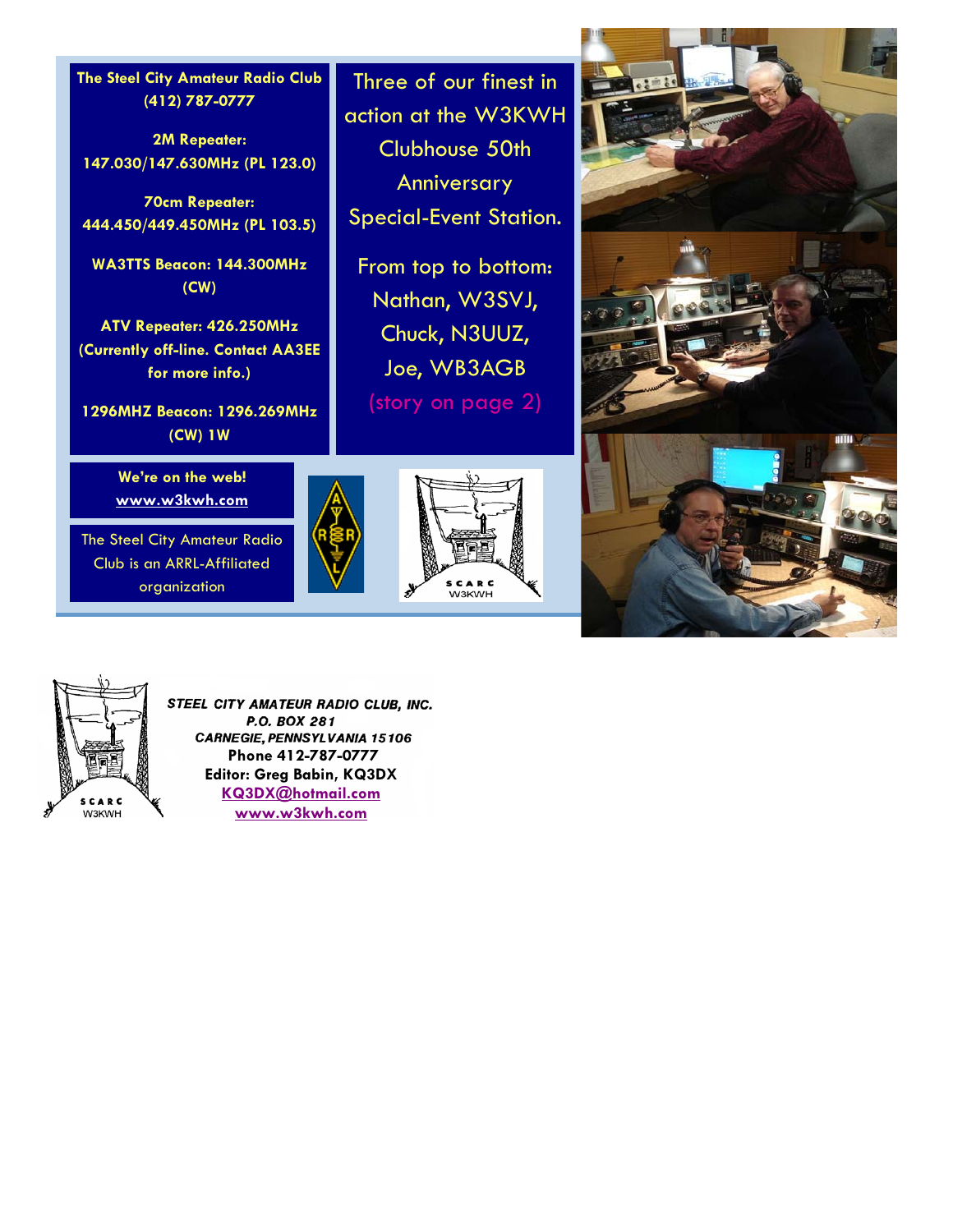**The Steel City Amateur Radio Club**
**(412) 787-0777**

**2M Repeater:**
**147.030/147.630MHz (PL 123.0)**

**70cm Repeater:**
**444.450/449.450MHz (PL 103.5)**

**WA3TTS Beacon: 144.300MHz (CW)**

**ATV Repeater: 426.250MHz (Currently off-line. Contact AA3EE for more info.)**

**1296MHZ Beacon: 1296.269MHz (CW) 1W**

Three of our finest in action at the W3KWH Clubhouse 50th Anniversary Special-Event Station.

From top to bottom:
Nathan, W3SVJ,
Chuck, N3UUZ,
Joe, WB3AGB
(story on page 2)

**We're on the web!**
**www.w3kwh.com**

The Steel City Amateur Radio Club is an ARRL-Affiliated organization

***STEEL CITY AMATEUR RADIO CLUB, INC.***
***P.O. BOX 281***
***CARNEGIE, PENNSYLVANIA 15106***
**Phone 412-787-0777**
**Editor: Greg Babin, KQ3DX**
**KQ3DX@hotmail.com**
**www.w3kwh.com**